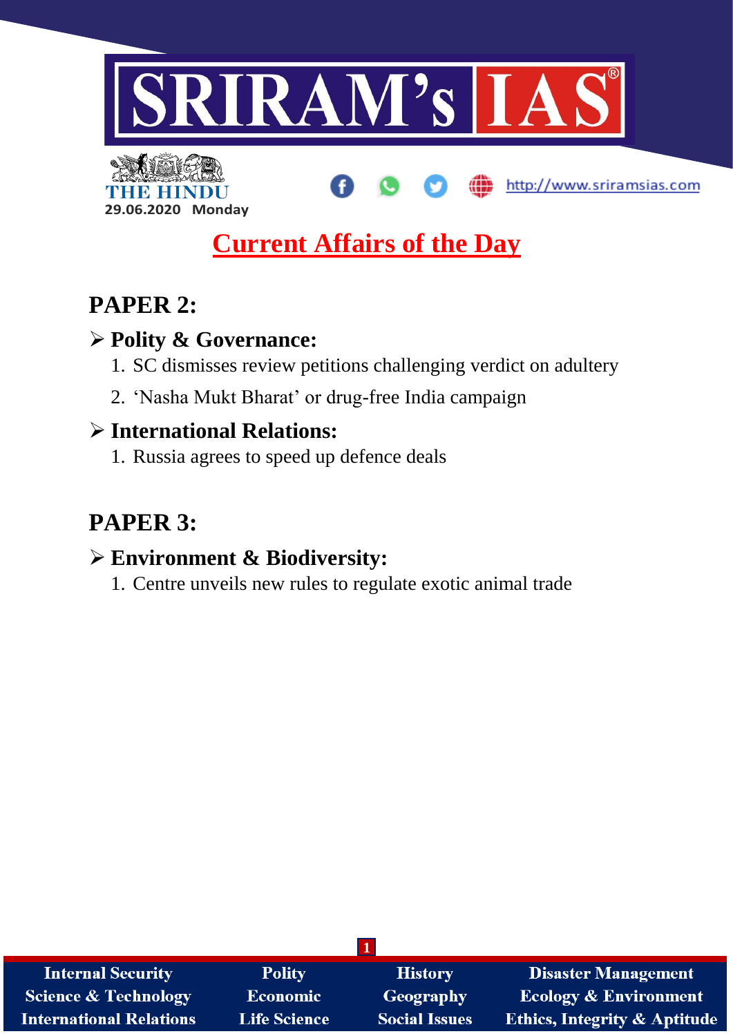SRIRAM's IAS

THE HINDU
29.06.2020 Monday

http://www.sriramsias.com

# Current Affairs of the Day

## PAPER 2:

### Polity & Governance:

1. SC dismisses review petitions challenging verdict on adultery
2. 'Nasha Mukt Bharat' or drug-free India campaign

### International Relations:

1. Russia agrees to speed up defence deals

## PAPER 3:

### Environment & Biodiversity:

1. Centre unveils new rules to regulate exotic animal trade

| Internal Security | Polity | History | Disaster Management |
| --- | --- | --- | --- |
| Science & Technology | Economic | Geography | Ecology & Environment |
| International Relations | Life Science | Social Issues | Ethics, Integrity & Aptitude |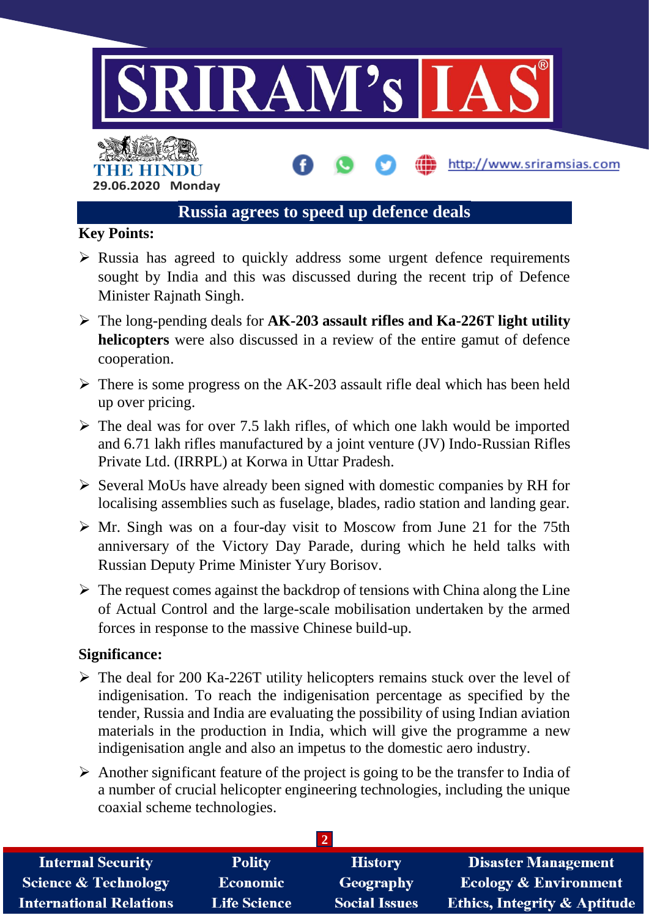## Russia agrees to speed up defence deals

**Key Points:**

- Russia has agreed to quickly address some urgent defence requirements sought by India and this was discussed during the recent trip of Defence Minister Rajnath Singh.
- The long-pending deals for **AK-203 assault rifles and Ka-226T light utility helicopters** were also discussed in a review of the entire gamut of defence cooperation.
- There is some progress on the AK-203 assault rifle deal which has been held up over pricing.
- The deal was for over 7.5 lakh rifles, of which one lakh would be imported and 6.71 lakh rifles manufactured by a joint venture (JV) Indo-Russian Rifles Private Ltd. (IRRPL) at Korwa in Uttar Pradesh.
- Several MoUs have already been signed with domestic companies by RH for localising assemblies such as fuselage, blades, radio station and landing gear.
- Mr. Singh was on a four-day visit to Moscow from June 21 for the 75th anniversary of the Victory Day Parade, during which he held talks with Russian Deputy Prime Minister Yury Borisov.
- The request comes against the backdrop of tensions with China along the Line of Actual Control and the large-scale mobilisation undertaken by the armed forces in response to the massive Chinese build-up.

**Significance:**

- The deal for 200 Ka-226T utility helicopters remains stuck over the level of indigenisation. To reach the indigenisation percentage as specified by the tender, Russia and India are evaluating the possibility of using Indian aviation materials in the production in India, which will give the programme a new indigenisation angle and also an impetus to the domestic aero industry.
- Another significant feature of the project is going to be the transfer to India of a number of crucial helicopter engineering technologies, including the unique coaxial scheme technologies.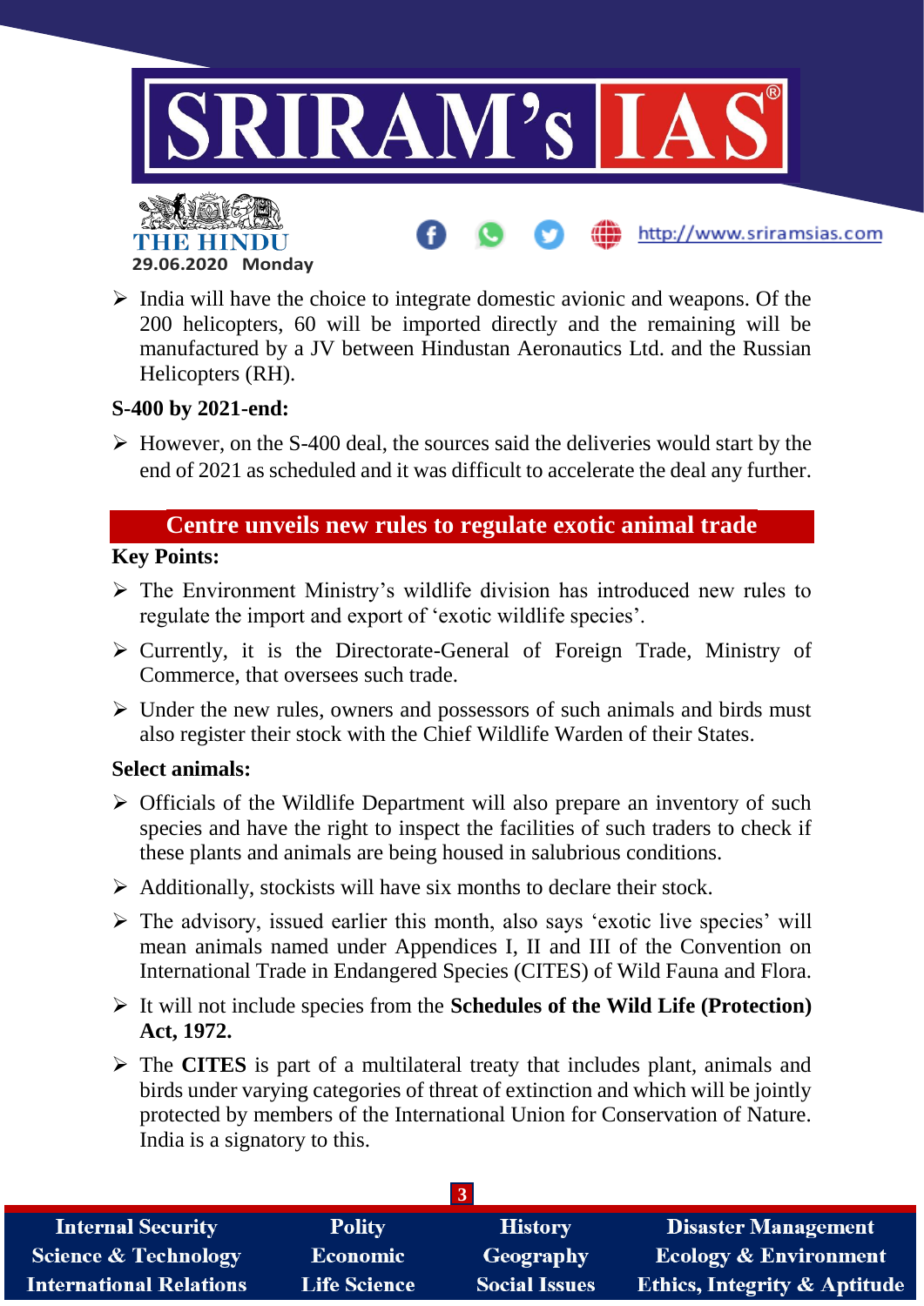- India will have the choice to integrate domestic avionic and weapons. Of the 200 helicopters, 60 will be imported directly and the remaining will be manufactured by a JV between Hindustan Aeronautics Ltd. and the Russian Helicopters (RH).

**S-400 by 2021-end:**

- However, on the S-400 deal, the sources said the deliveries would start by the end of 2021 as scheduled and it was difficult to accelerate the deal any further.

## Centre unveils new rules to regulate exotic animal trade

**Key Points:**

- The Environment Ministry's wildlife division has introduced new rules to regulate the import and export of 'exotic wildlife species'.
- Currently, it is the Directorate-General of Foreign Trade, Ministry of Commerce, that oversees such trade.
- Under the new rules, owners and possessors of such animals and birds must also register their stock with the Chief Wildlife Warden of their States.

**Select animals:**

- Officials of the Wildlife Department will also prepare an inventory of such species and have the right to inspect the facilities of such traders to check if these plants and animals are being housed in salubrious conditions.
- Additionally, stockists will have six months to declare their stock.
- The advisory, issued earlier this month, also says 'exotic live species' will mean animals named under Appendices I, II and III of the Convention on International Trade in Endangered Species (CITES) of Wild Fauna and Flora.
- It will not include species from the **Schedules of the Wild Life (Protection) Act, 1972.**
- The **CITES** is part of a multilateral treaty that includes plant, animals and birds under varying categories of threat of extinction and which will be jointly protected by members of the International Union for Conservation of Nature. India is a signatory to this.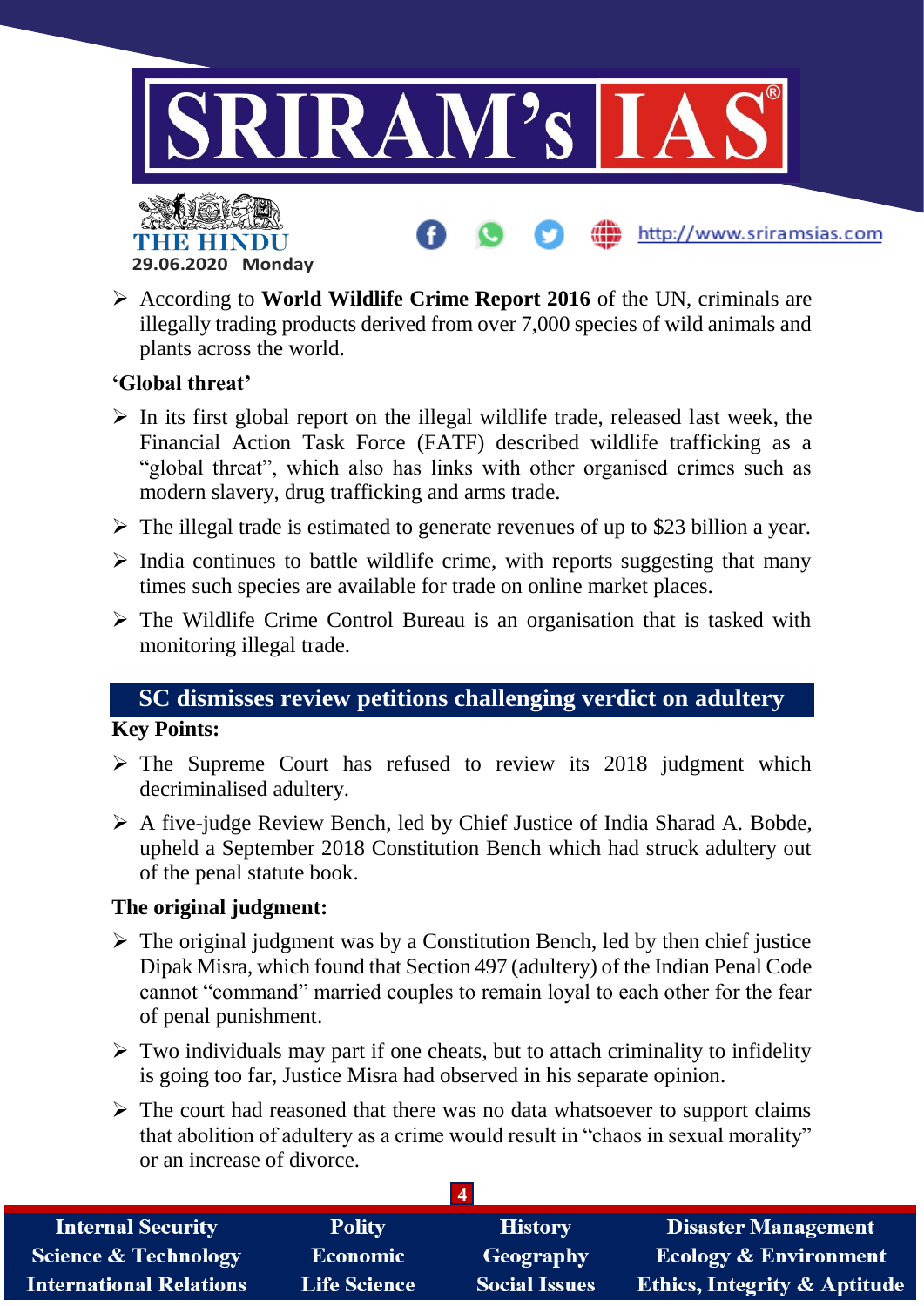- According to **World Wildlife Crime Report 2016** of the UN, criminals are illegally trading products derived from over 7,000 species of wild animals and plants across the world.

**'Global threat'**

- In its first global report on the illegal wildlife trade, released last week, the Financial Action Task Force (FATF) described wildlife trafficking as a "global threat", which also has links with other organised crimes such as modern slavery, drug trafficking and arms trade.
- The illegal trade is estimated to generate revenues of up to $23 billion a year.
- India continues to battle wildlife crime, with reports suggesting that many times such species are available for trade on online market places.
- The Wildlife Crime Control Bureau is an organisation that is tasked with monitoring illegal trade.

## SC dismisses review petitions challenging verdict on adultery

**Key Points:**

- The Supreme Court has refused to review its 2018 judgment which decriminalised adultery.
- A five-judge Review Bench, led by Chief Justice of India Sharad A. Bobde, upheld a September 2018 Constitution Bench which had struck adultery out of the penal statute book.

**The original judgment:**

- The original judgment was by a Constitution Bench, led by then chief justice Dipak Misra, which found that Section 497 (adultery) of the Indian Penal Code cannot "command" married couples to remain loyal to each other for the fear of penal punishment.
- Two individuals may part if one cheats, but to attach criminality to infidelity is going too far, Justice Misra had observed in his separate opinion.
- The court had reasoned that there was no data whatsoever to support claims that abolition of adultery as a crime would result in "chaos in sexual morality" or an increase of divorce.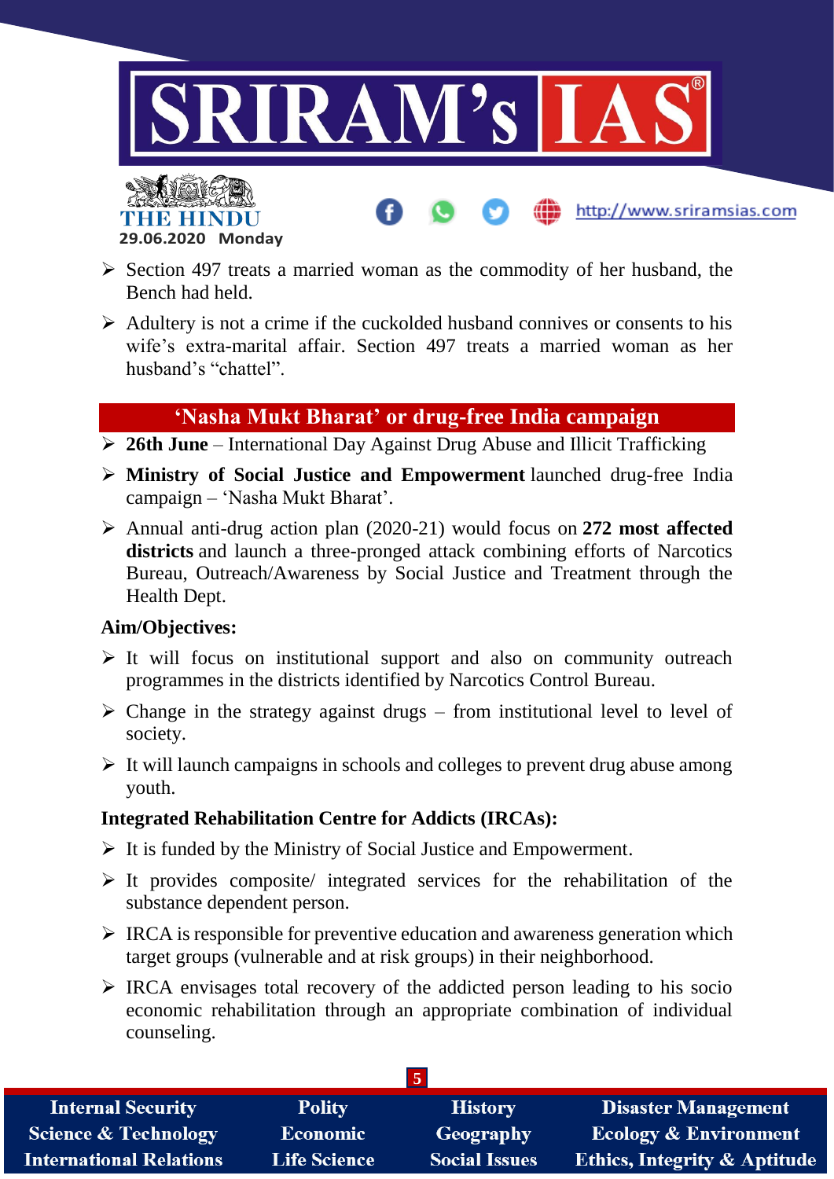- Section 497 treats a married woman as the commodity of her husband, the Bench had held.
- Adultery is not a crime if the cuckolded husband connives or consents to his wife's extra-marital affair. Section 497 treats a married woman as her husband's "chattel".

## 'Nasha Mukt Bharat' or drug-free India campaign

- **26th June** – International Day Against Drug Abuse and Illicit Trafficking
- **Ministry of Social Justice and Empowerment** launched drug-free India campaign – 'Nasha Mukt Bharat'.
- Annual anti-drug action plan (2020-21) would focus on **272 most affected districts** and launch a three-pronged attack combining efforts of Narcotics Bureau, Outreach/Awareness by Social Justice and Treatment through the Health Dept.

**Aim/Objectives:**

- It will focus on institutional support and also on community outreach programmes in the districts identified by Narcotics Control Bureau.
- Change in the strategy against drugs – from institutional level to level of society.
- It will launch campaigns in schools and colleges to prevent drug abuse among youth.

**Integrated Rehabilitation Centre for Addicts (IRCAs):**

- It is funded by the Ministry of Social Justice and Empowerment.
- It provides composite/ integrated services for the rehabilitation of the substance dependent person.
- IRCA is responsible for preventive education and awareness generation which target groups (vulnerable and at risk groups) in their neighborhood.
- IRCA envisages total recovery of the addicted person leading to his socio economic rehabilitation through an appropriate combination of individual counseling.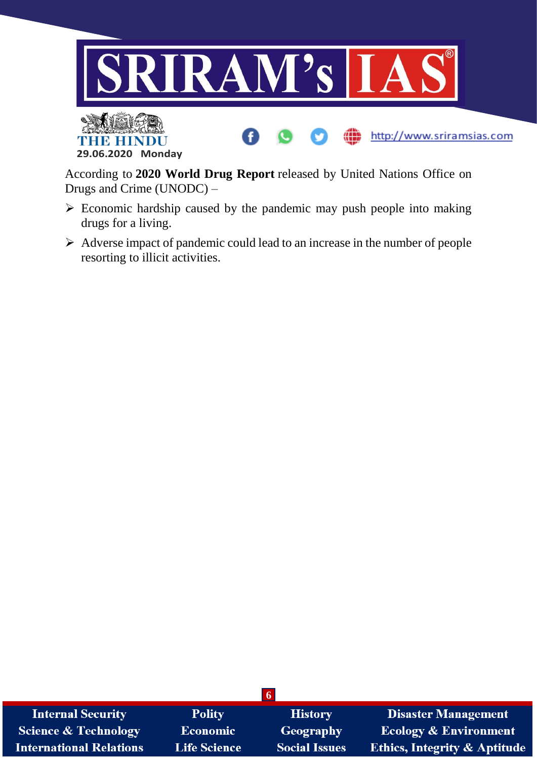According to **2020 World Drug Report** released by United Nations Office on Drugs and Crime (UNODC) –

- Economic hardship caused by the pandemic may push people into making drugs for a living.
- Adverse impact of pandemic could lead to an increase in the number of people resorting to illicit activities.